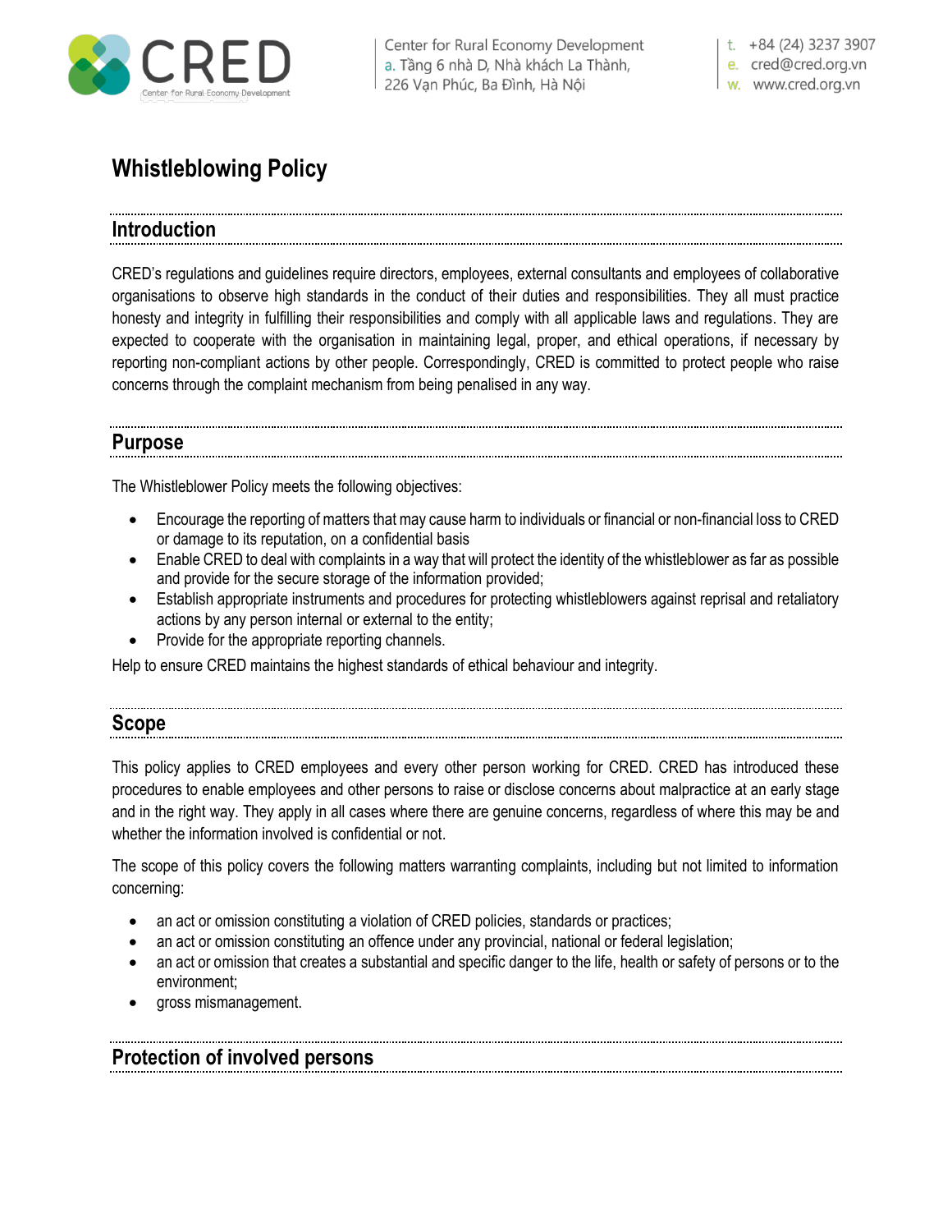# Whistleblowing Policy

## Introduction

CRED's regulations and guidelines require directors, employees, external consultants and employees of collaborative organisations to observe high standards in the conduct of their duties and responsibilities. They all must practice honesty and integrity in fulfilling their responsibilities and comply with all applicable laws and regulations. They are expected to cooperate with the organisation in maintaining legal, proper, and ethical operations, if necessary by reporting non-compliant actions by other people. Correspondingly, CRED is committed to protect people who raise concerns through the complaint mechanism from being penalised in any way.

## Purpose

The Whistleblower Policy meets the following objectives:

- Encourage the reporting of matters that may cause harm to individuals or financial or non-financial loss to CRED or damage to its reputation, on a confidential basis
- Enable CRED to deal with complaints in a way that will protect the identity of the whistleblower as far as possible and provide for the secure storage of the information provided;
- Establish appropriate instruments and procedures for protecting whistleblowers against reprisal and retaliatory actions by any person internal or external to the entity;
- Provide for the appropriate reporting channels.

Help to ensure CRED maintains the highest standards of ethical behaviour and integrity.

## Scope

This policy applies to CRED employees and every other person working for CRED. CRED has introduced these procedures to enable employees and other persons to raise or disclose concerns about malpractice at an early stage and in the right way. They apply in all cases where there are genuine concerns, regardless of where this may be and whether the information involved is confidential or not.

The scope of this policy covers the following matters warranting complaints, including but not limited to information concerning:

- an act or omission constituting a violation of CRED policies, standards or practices;
- an act or omission constituting an offence under any provincial, national or federal legislation;
- an act or omission that creates a substantial and specific danger to the life, health or safety of persons or to the environment;
- gross mismanagement.

## Protection of involved persons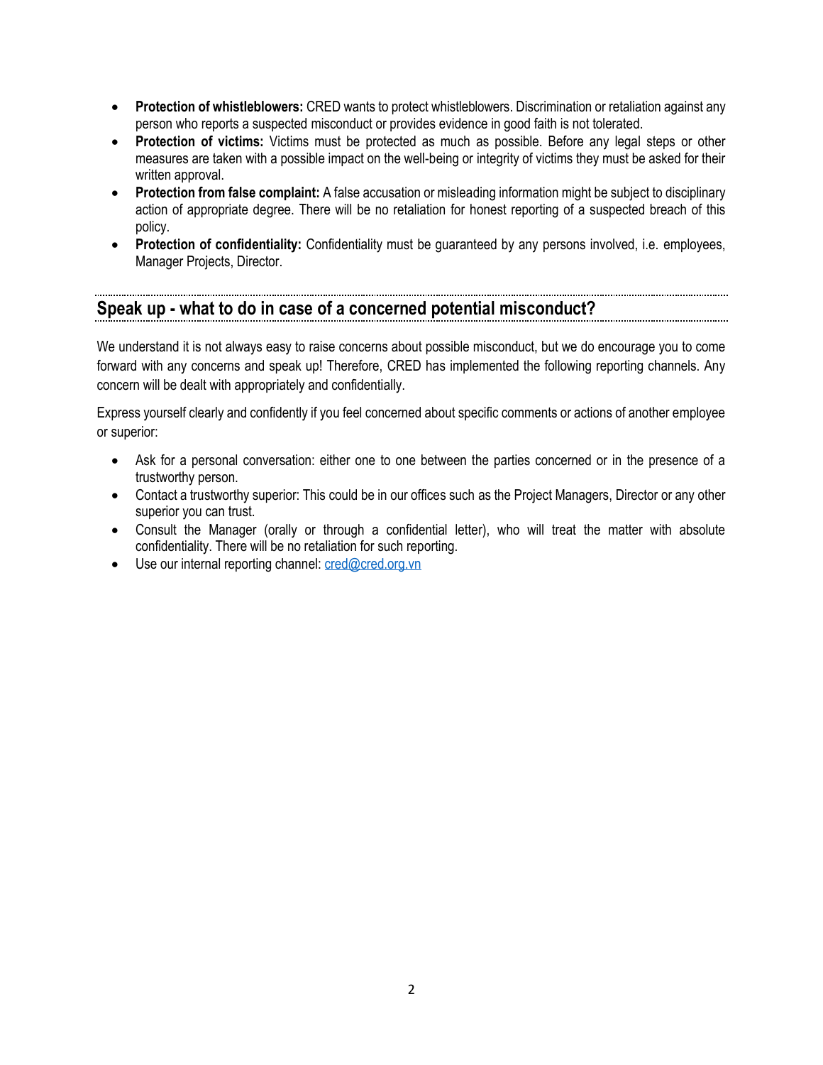- **Protection of whistleblowers:** CRED wants to protect whistleblowers. Discrimination or retaliation against any person who reports a suspected misconduct or provides evidence in good faith is not tolerated.
- **Protection of victims:** Victims must be protected as much as possible. Before any legal steps or other measures are taken with a possible impact on the well-being or integrity of victims they must be asked for their written approval.
- **Protection from false complaint:** A false accusation or misleading information might be subject to disciplinary action of appropriate degree. There will be no retaliation for honest reporting of a suspected breach of this policy.
- **Protection of confidentiality:** Confidentiality must be guaranteed by any persons involved, i.e. employees, Manager Projects, Director.

## Speak up - what to do in case of a concerned potential misconduct?

We understand it is not always easy to raise concerns about possible misconduct, but we do encourage you to come forward with any concerns and speak up! Therefore, CRED has implemented the following reporting channels. Any concern will be dealt with appropriately and confidentially.

Express yourself clearly and confidently if you feel concerned about specific comments or actions of another employee or superior:

- Ask for a personal conversation: either one to one between the parties concerned or in the presence of a trustworthy person.
- Contact a trustworthy superior: This could be in our offices such as the Project Managers, Director or any other superior you can trust.
- Consult the Manager (orally or through a confidential letter), who will treat the matter with absolute confidentiality. There will be no retaliation for such reporting.
- Use our internal reporting channel: cred@cred.org.vn